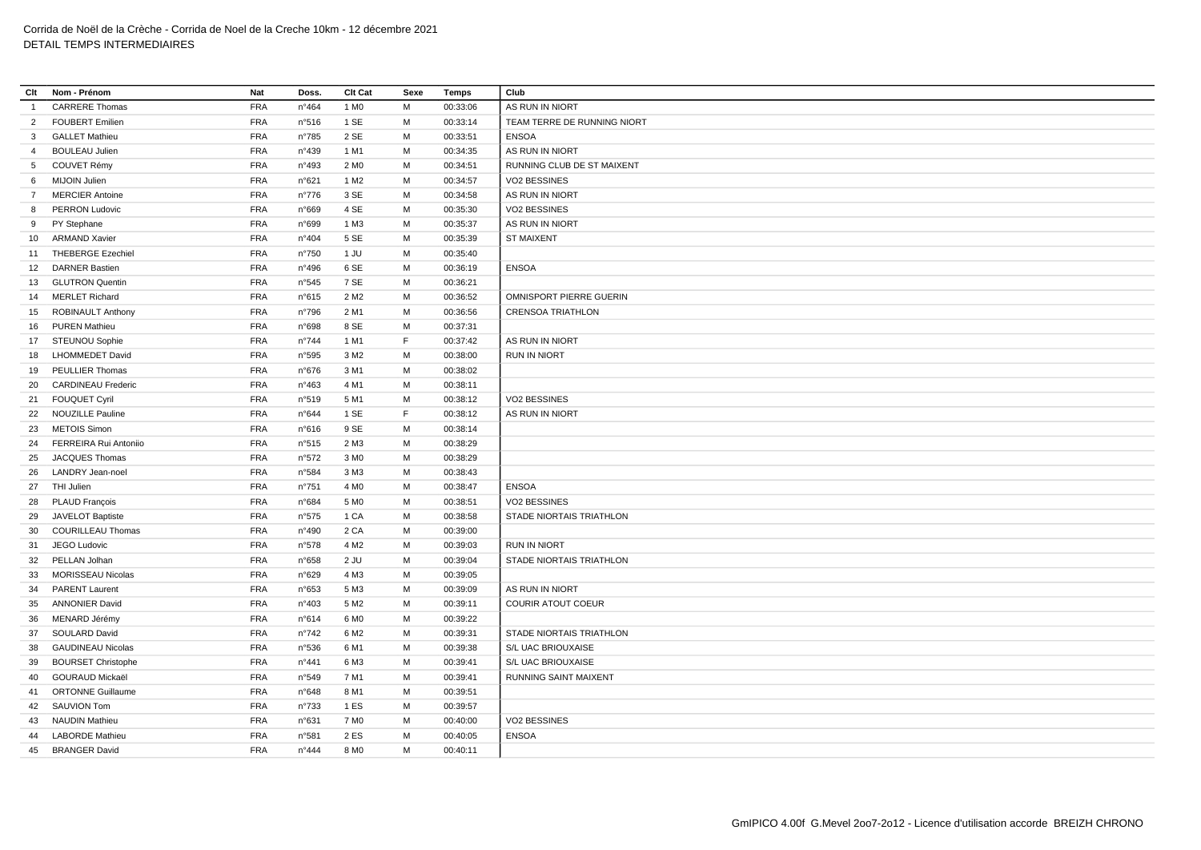Corrida de Noël de la Crèche - Corrida de Noel de la Creche 10km - 12 décembre 2021

DETAIL TEMPS INTERMEDIAIRES

| Clt | Nom - Prénom | Nat | Doss. | Clt Cat | Sexe | Temps | Club |
|---|---|---|---|---|---|---|---|
| 1 | CARRERE Thomas | FRA | n°464 | 1 M0 | M | 00:33:06 | AS RUN IN NIORT |
| 2 | FOUBERT Emilien | FRA | n°516 | 1 SE | M | 00:33:14 | TEAM TERRE DE RUNNING NIORT |
| 3 | GALLET Mathieu | FRA | n°785 | 2 SE | M | 00:33:51 | ENSOA |
| 4 | BOULEAU Julien | FRA | n°439 | 1 M1 | M | 00:34:35 | AS RUN IN NIORT |
| 5 | COUVET Rémy | FRA | n°493 | 2 M0 | M | 00:34:51 | RUNNING CLUB DE ST MAIXENT |
| 6 | MIJOIN Julien | FRA | n°621 | 1 M2 | M | 00:34:57 | VO2 BESSINES |
| 7 | MERCIER Antoine | FRA | n°776 | 3 SE | M | 00:34:58 | AS RUN IN NIORT |
| 8 | PERRON Ludovic | FRA | n°669 | 4 SE | M | 00:35:30 | VO2 BESSINES |
| 9 | PY Stephane | FRA | n°699 | 1 M3 | M | 00:35:37 | AS RUN IN NIORT |
| 10 | ARMAND Xavier | FRA | n°404 | 5 SE | M | 00:35:39 | ST MAIXENT |
| 11 | THEBERGE Ezechiel | FRA | n°750 | 1 JU | M | 00:35:40 | |
| 12 | DARNER Bastien | FRA | n°496 | 6 SE | M | 00:36:19 | ENSOA |
| 13 | GLUTRON Quentin | FRA | n°545 | 7 SE | M | 00:36:21 | |
| 14 | MERLET Richard | FRA | n°615 | 2 M2 | M | 00:36:52 | OMNISPORT PIERRE GUERIN |
| 15 | ROBINAULT Anthony | FRA | n°796 | 2 M1 | M | 00:36:56 | CRENSOA TRIATHLON |
| 16 | PUREN Mathieu | FRA | n°698 | 8 SE | M | 00:37:31 | |
| 17 | STEUNOU Sophie | FRA | n°744 | 1 M1 | F | 00:37:42 | AS RUN IN NIORT |
| 18 | LHOMMEDET David | FRA | n°595 | 3 M2 | M | 00:38:00 | RUN IN NIORT |
| 19 | PEULLIER Thomas | FRA | n°676 | 3 M1 | M | 00:38:02 | |
| 20 | CARDINEAU Frederic | FRA | n°463 | 4 M1 | M | 00:38:11 | |
| 21 | FOUQUET Cyril | FRA | n°519 | 5 M1 | M | 00:38:12 | VO2 BESSINES |
| 22 | NOUZILLE Pauline | FRA | n°644 | 1 SE | F | 00:38:12 | AS RUN IN NIORT |
| 23 | METOIS Simon | FRA | n°616 | 9 SE | M | 00:38:14 | |
| 24 | FERREIRA Rui Antoniio | FRA | n°515 | 2 M3 | M | 00:38:29 | |
| 25 | JACQUES Thomas | FRA | n°572 | 3 M0 | M | 00:38:29 | |
| 26 | LANDRY Jean-noel | FRA | n°584 | 3 M3 | M | 00:38:43 | |
| 27 | THI Julien | FRA | n°751 | 4 M0 | M | 00:38:47 | ENSOA |
| 28 | PLAUD François | FRA | n°684 | 5 M0 | M | 00:38:51 | VO2 BESSINES |
| 29 | JAVELOT Baptiste | FRA | n°575 | 1 CA | M | 00:38:58 | STADE NIORTAIS TRIATHLON |
| 30 | COURILLEAU Thomas | FRA | n°490 | 2 CA | M | 00:39:00 | |
| 31 | JEGO Ludovic | FRA | n°578 | 4 M2 | M | 00:39:03 | RUN IN NIORT |
| 32 | PELLAN Jolhan | FRA | n°658 | 2 JU | M | 00:39:04 | STADE NIORTAIS TRIATHLON |
| 33 | MORISSEAU Nicolas | FRA | n°629 | 4 M3 | M | 00:39:05 | |
| 34 | PARENT Laurent | FRA | n°653 | 5 M3 | M | 00:39:09 | AS RUN IN NIORT |
| 35 | ANNONIER David | FRA | n°403 | 5 M2 | M | 00:39:11 | COURIR ATOUT COEUR |
| 36 | MENARD Jérémy | FRA | n°614 | 6 M0 | M | 00:39:22 | |
| 37 | SOULARD David | FRA | n°742 | 6 M2 | M | 00:39:31 | STADE NIORTAIS TRIATHLON |
| 38 | GAUDINEAU Nicolas | FRA | n°536 | 6 M1 | M | 00:39:38 | S/L UAC BRIOUXAISE |
| 39 | BOURSET Christophe | FRA | n°441 | 6 M3 | M | 00:39:41 | S/L UAC BRIOUXAISE |
| 40 | GOURAUD Mickaël | FRA | n°549 | 7 M1 | M | 00:39:41 | RUNNING SAINT MAIXENT |
| 41 | ORTONNE Guillaume | FRA | n°648 | 8 M1 | M | 00:39:51 | |
| 42 | SAUVION Tom | FRA | n°733 | 1 ES | M | 00:39:57 | |
| 43 | NAUDIN Mathieu | FRA | n°631 | 7 M0 | M | 00:40:00 | VO2 BESSINES |
| 44 | LABORDE Mathieu | FRA | n°581 | 2 ES | M | 00:40:05 | ENSOA |
| 45 | BRANGER David | FRA | n°444 | 8 M0 | M | 00:40:11 | |

GmIPICO 4.00f G.Mevel 2oo7-2o12 - Licence d'utilisation accorde BREIZH CHRONO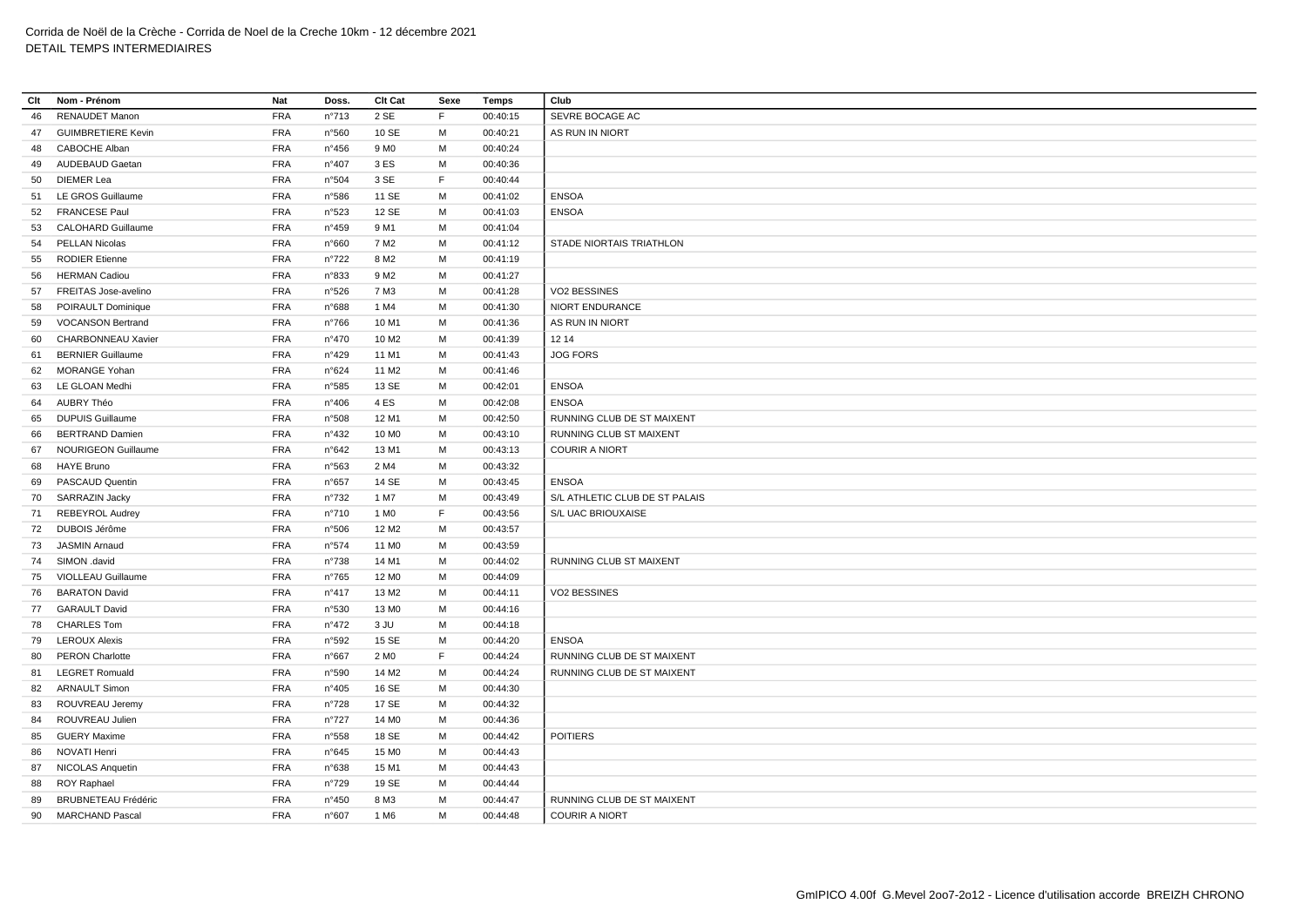Corrida de Noël de la Crèche - Corrida de Noel de la Creche 10km - 12 décembre 2021

DETAIL TEMPS INTERMEDIAIRES

| Clt | Nom - Prénom | Nat | Doss. | Clt Cat | Sexe | Temps | Club |
|---|---|---|---|---|---|---|---|
| 46 | RENAUDET Manon | FRA | n°713 | 2 SE | F | 00:40:15 | SEVRE BOCAGE AC |
| 47 | GUIMBRETIERE Kevin | FRA | n°560 | 10 SE | M | 00:40:21 | AS RUN IN NIORT |
| 48 | CABOCHE Alban | FRA | n°456 | 9 M0 | M | 00:40:24 | |
| 49 | AUDEBAUD Gaetan | FRA | n°407 | 3 ES | M | 00:40:36 | |
| 50 | DIEMER Lea | FRA | n°504 | 3 SE | F | 00:40:44 | |
| 51 | LE GROS Guillaume | FRA | n°586 | 11 SE | M | 00:41:02 | ENSOA |
| 52 | FRANCESE Paul | FRA | n°523 | 12 SE | M | 00:41:03 | ENSOA |
| 53 | CALOHARD Guillaume | FRA | n°459 | 9 M1 | M | 00:41:04 | |
| 54 | PELLAN Nicolas | FRA | n°660 | 7 M2 | M | 00:41:12 | STADE NIORTAIS TRIATHLON |
| 55 | RODIER Etienne | FRA | n°722 | 8 M2 | M | 00:41:19 | |
| 56 | HERMAN Cadiou | FRA | n°833 | 9 M2 | M | 00:41:27 | |
| 57 | FREITAS Jose-avelino | FRA | n°526 | 7 M3 | M | 00:41:28 | VO2 BESSINES |
| 58 | POIRAULT Dominique | FRA | n°688 | 1 M4 | M | 00:41:30 | NIORT ENDURANCE |
| 59 | VOCANSON Bertrand | FRA | n°766 | 10 M1 | M | 00:41:36 | AS RUN IN NIORT |
| 60 | CHARBONNEAU Xavier | FRA | n°470 | 10 M2 | M | 00:41:39 | 12 14 |
| 61 | BERNIER Guillaume | FRA | n°429 | 11 M1 | M | 00:41:43 | JOG FORS |
| 62 | MORANGE Yohan | FRA | n°624 | 11 M2 | M | 00:41:46 | |
| 63 | LE GLOAN Medhi | FRA | n°585 | 13 SE | M | 00:42:01 | ENSOA |
| 64 | AUBRY Théo | FRA | n°406 | 4 ES | M | 00:42:08 | ENSOA |
| 65 | DUPUIS Guillaume | FRA | n°508 | 12 M1 | M | 00:42:50 | RUNNING CLUB DE ST MAIXENT |
| 66 | BERTRAND Damien | FRA | n°432 | 10 M0 | M | 00:43:10 | RUNNING CLUB ST MAIXENT |
| 67 | NOURIGEON Guillaume | FRA | n°642 | 13 M1 | M | 00:43:13 | COURIR A NIORT |
| 68 | HAYE Bruno | FRA | n°563 | 2 M4 | M | 00:43:32 | |
| 69 | PASCAUD Quentin | FRA | n°657 | 14 SE | M | 00:43:45 | ENSOA |
| 70 | SARRAZIN Jacky | FRA | n°732 | 1 M7 | M | 00:43:49 | S/L ATHLETIC CLUB DE ST PALAIS |
| 71 | REBEYROL Audrey | FRA | n°710 | 1 M0 | F | 00:43:56 | S/L UAC BRIOUXAISE |
| 72 | DUBOIS Jérôme | FRA | n°506 | 12 M2 | M | 00:43:57 | |
| 73 | JASMIN Arnaud | FRA | n°574 | 11 M0 | M | 00:43:59 | |
| 74 | SIMON .david | FRA | n°738 | 14 M1 | M | 00:44:02 | RUNNING CLUB ST MAIXENT |
| 75 | VIOLLEAU Guillaume | FRA | n°765 | 12 M0 | M | 00:44:09 | |
| 76 | BARATON David | FRA | n°417 | 13 M2 | M | 00:44:11 | VO2 BESSINES |
| 77 | GARAULT David | FRA | n°530 | 13 M0 | M | 00:44:16 | |
| 78 | CHARLES Tom | FRA | n°472 | 3 JU | M | 00:44:18 | |
| 79 | LEROUX Alexis | FRA | n°592 | 15 SE | M | 00:44:20 | ENSOA |
| 80 | PERON Charlotte | FRA | n°667 | 2 M0 | F | 00:44:24 | RUNNING CLUB DE ST MAIXENT |
| 81 | LEGRET Romuald | FRA | n°590 | 14 M2 | M | 00:44:24 | RUNNING CLUB DE ST MAIXENT |
| 82 | ARNAULT Simon | FRA | n°405 | 16 SE | M | 00:44:30 | |
| 83 | ROUVREAU Jeremy | FRA | n°728 | 17 SE | M | 00:44:32 | |
| 84 | ROUVREAU Julien | FRA | n°727 | 14 M0 | M | 00:44:36 | |
| 85 | GUERY Maxime | FRA | n°558 | 18 SE | M | 00:44:42 | POITIERS |
| 86 | NOVATI Henri | FRA | n°645 | 15 M0 | M | 00:44:43 | |
| 87 | NICOLAS Anquetin | FRA | n°638 | 15 M1 | M | 00:44:43 | |
| 88 | ROY Raphael | FRA | n°729 | 19 SE | M | 00:44:44 | |
| 89 | BRUBNETEAU Frédéric | FRA | n°450 | 8 M3 | M | 00:44:47 | RUNNING CLUB DE ST MAIXENT |
| 90 | MARCHAND Pascal | FRA | n°607 | 1 M6 | M | 00:44:48 | COURIR A NIORT |

GmIPICO 4.00f G.Mevel 2oo7-2o12 - Licence d'utilisation accorde BREIZH CHRONO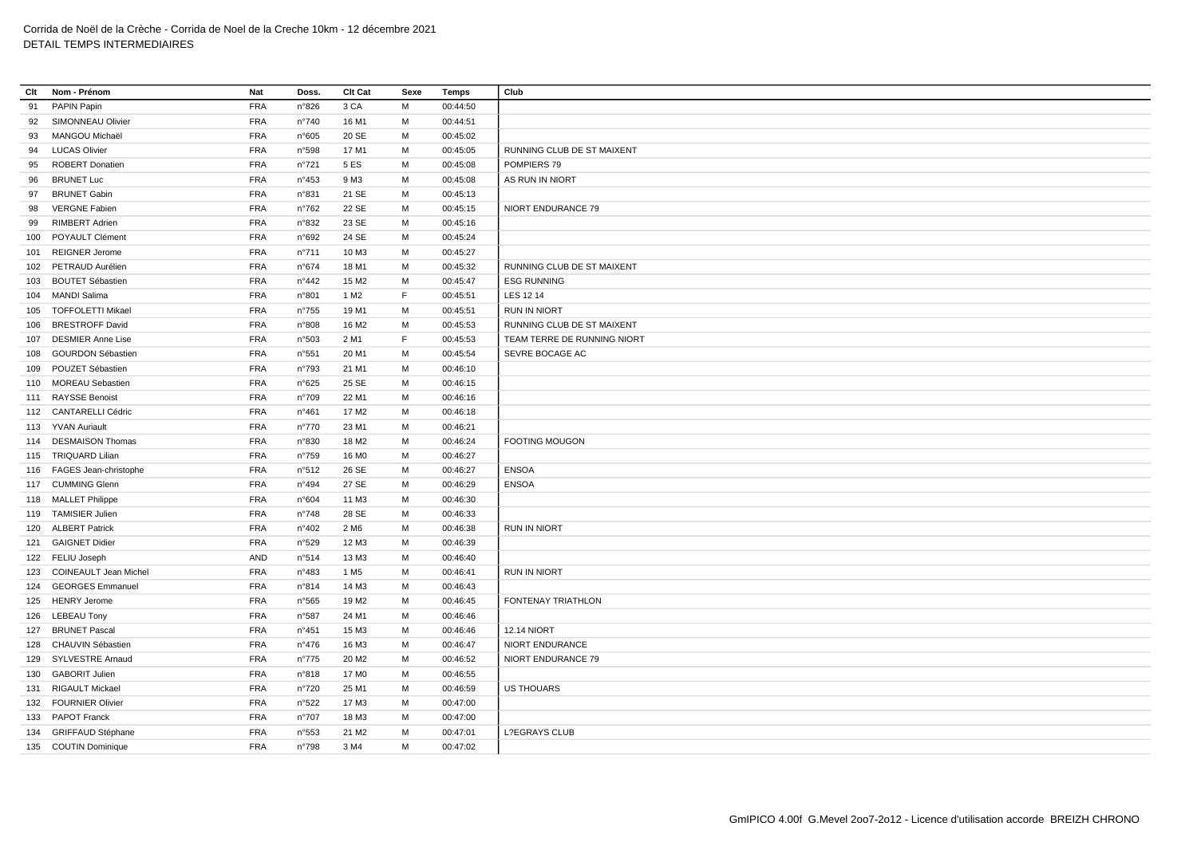Corrida de Noël de la Crèche - Corrida de Noel de la Creche 10km - 12 décembre 2021
DETAIL TEMPS INTERMEDIAIRES

| Clt | Nom - Prénom | Nat | Doss. | Clt Cat | Sexe | Temps | Club |
|---|---|---|---|---|---|---|---|
| 91 | PAPIN Papin | FRA | n°826 | 3 CA | M | 00:44:50 | |
| 92 | SIMONNEAU Olivier | FRA | n°740 | 16 M1 | M | 00:44:51 | |
| 93 | MANGOU Michaël | FRA | n°605 | 20 SE | M | 00:45:02 | |
| 94 | LUCAS Olivier | FRA | n°598 | 17 M1 | M | 00:45:05 | RUNNING CLUB DE ST MAIXENT |
| 95 | ROBERT Donatien | FRA | n°721 | 5 ES | M | 00:45:08 | POMPIERS 79 |
| 96 | BRUNET Luc | FRA | n°453 | 9 M3 | M | 00:45:08 | AS RUN IN NIORT |
| 97 | BRUNET Gabin | FRA | n°831 | 21 SE | M | 00:45:13 | |
| 98 | VERGNE Fabien | FRA | n°762 | 22 SE | M | 00:45:15 | NIORT ENDURANCE 79 |
| 99 | RIMBERT Adrien | FRA | n°832 | 23 SE | M | 00:45:16 | |
| 100 | POYAULT Clément | FRA | n°692 | 24 SE | M | 00:45:24 | |
| 101 | REIGNER Jerome | FRA | n°711 | 10 M3 | M | 00:45:27 | |
| 102 | PETRAUD Aurélien | FRA | n°674 | 18 M1 | M | 00:45:32 | RUNNING CLUB DE ST MAIXENT |
| 103 | BOUTET Sébastien | FRA | n°442 | 15 M2 | M | 00:45:47 | ESG RUNNING |
| 104 | MANDI Salima | FRA | n°801 | 1 M2 | F | 00:45:51 | LES 12 14 |
| 105 | TOFFOLETTI Mikael | FRA | n°755 | 19 M1 | M | 00:45:51 | RUN IN NIORT |
| 106 | BRESTROFF David | FRA | n°808 | 16 M2 | M | 00:45:53 | RUNNING CLUB DE ST MAIXENT |
| 107 | DESMIER Anne Lise | FRA | n°503 | 2 M1 | F | 00:45:53 | TEAM TERRE DE RUNNING NIORT |
| 108 | GOURDON Sébastien | FRA | n°551 | 20 M1 | M | 00:45:54 | SEVRE BOCAGE AC |
| 109 | POUZET Sébastien | FRA | n°793 | 21 M1 | M | 00:46:10 | |
| 110 | MOREAU Sebastien | FRA | n°625 | 25 SE | M | 00:46:15 | |
| 111 | RAYSSE Benoist | FRA | n°709 | 22 M1 | M | 00:46:16 | |
| 112 | CANTARELLI Cédric | FRA | n°461 | 17 M2 | M | 00:46:18 | |
| 113 | YVAN Auriault | FRA | n°770 | 23 M1 | M | 00:46:21 | |
| 114 | DESMAISON Thomas | FRA | n°830 | 18 M2 | M | 00:46:24 | FOOTING MOUGON |
| 115 | TRIQUARD Lilian | FRA | n°759 | 16 M0 | M | 00:46:27 | |
| 116 | FAGES Jean-christophe | FRA | n°512 | 26 SE | M | 00:46:27 | ENSOA |
| 117 | CUMMING Glenn | FRA | n°494 | 27 SE | M | 00:46:29 | ENSOA |
| 118 | MALLET Philippe | FRA | n°604 | 11 M3 | M | 00:46:30 | |
| 119 | TAMISIER Julien | FRA | n°748 | 28 SE | M | 00:46:33 | |
| 120 | ALBERT Patrick | FRA | n°402 | 2 M6 | M | 00:46:38 | RUN IN NIORT |
| 121 | GAIGNET Didier | FRA | n°529 | 12 M3 | M | 00:46:39 | |
| 122 | FELIU Joseph | AND | n°514 | 13 M3 | M | 00:46:40 | |
| 123 | COINEAULT Jean Michel | FRA | n°483 | 1 M5 | M | 00:46:41 | RUN IN NIORT |
| 124 | GEORGES Emmanuel | FRA | n°814 | 14 M3 | M | 00:46:43 | |
| 125 | HENRY Jerome | FRA | n°565 | 19 M2 | M | 00:46:45 | FONTENAY TRIATHLON |
| 126 | LEBEAU Tony | FRA | n°587 | 24 M1 | M | 00:46:46 | |
| 127 | BRUNET Pascal | FRA | n°451 | 15 M3 | M | 00:46:46 | 12.14 NIORT |
| 128 | CHAUVIN Sébastien | FRA | n°476 | 16 M3 | M | 00:46:47 | NIORT ENDURANCE |
| 129 | SYLVESTRE Arnaud | FRA | n°775 | 20 M2 | M | 00:46:52 | NIORT ENDURANCE 79 |
| 130 | GABORIT Julien | FRA | n°818 | 17 M0 | M | 00:46:55 | |
| 131 | RIGAULT Mickael | FRA | n°720 | 25 M1 | M | 00:46:59 | US THOUARS |
| 132 | FOURNIER Olivier | FRA | n°522 | 17 M3 | M | 00:47:00 | |
| 133 | PAPOT Franck | FRA | n°707 | 18 M3 | M | 00:47:00 | |
| 134 | GRIFFAUD Stéphane | FRA | n°553 | 21 M2 | M | 00:47:01 | L?EGRAYS CLUB |
| 135 | COUTIN Dominique | FRA | n°798 | 3 M4 | M | 00:47:02 | |

GmIPICO 4.00f G.Mevel 2oo7-2o12 - Licence d'utilisation accorde BREIZH CHRONO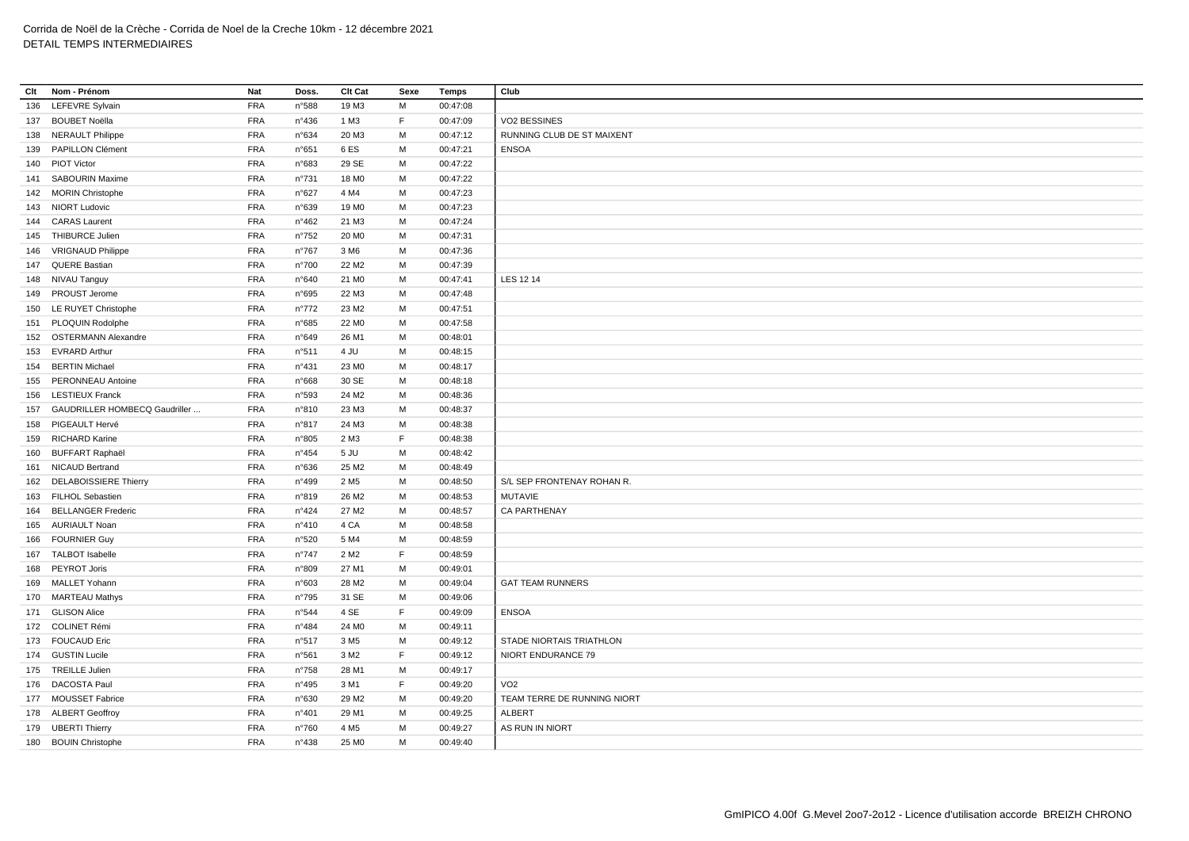Corrida de Noël de la Crèche - Corrida de Noel de la Creche 10km - 12 décembre 2021
DETAIL TEMPS INTERMEDIAIRES

| Clt | Nom - Prénom | Nat | Doss. | Clt Cat | Sexe | Temps | Club |
|---|---|---|---|---|---|---|---|
| 136 | LEFEVRE Sylvain | FRA | n°588 | 19 M3 | M | 00:47:08 | |
| 137 | BOUBET Noëlla | FRA | n°436 | 1 M3 | F | 00:47:09 | VO2 BESSINES |
| 138 | NERAULT Philippe | FRA | n°634 | 20 M3 | M | 00:47:12 | RUNNING CLUB DE ST MAIXENT |
| 139 | PAPILLON Clément | FRA | n°651 | 6 ES | M | 00:47:21 | ENSOA |
| 140 | PIOT Victor | FRA | n°683 | 29 SE | M | 00:47:22 | |
| 141 | SABOURIN Maxime | FRA | n°731 | 18 M0 | M | 00:47:22 | |
| 142 | MORIN Christophe | FRA | n°627 | 4 M4 | M | 00:47:23 | |
| 143 | NIORT Ludovic | FRA | n°639 | 19 M0 | M | 00:47:23 | |
| 144 | CARAS Laurent | FRA | n°462 | 21 M3 | M | 00:47:24 | |
| 145 | THIBURCE Julien | FRA | n°752 | 20 M0 | M | 00:47:31 | |
| 146 | VRIGNAUD Philippe | FRA | n°767 | 3 M6 | M | 00:47:36 | |
| 147 | QUERE Bastian | FRA | n°700 | 22 M2 | M | 00:47:39 | |
| 148 | NIVAU Tanguy | FRA | n°640 | 21 M0 | M | 00:47:41 | LES 12 14 |
| 149 | PROUST Jerome | FRA | n°695 | 22 M3 | M | 00:47:48 | |
| 150 | LE RUYET Christophe | FRA | n°772 | 23 M2 | M | 00:47:51 | |
| 151 | PLOQUIN Rodolphe | FRA | n°685 | 22 M0 | M | 00:47:58 | |
| 152 | OSTERMANN Alexandre | FRA | n°649 | 26 M1 | M | 00:48:01 | |
| 153 | EVRARD Arthur | FRA | n°511 | 4 JU | M | 00:48:15 | |
| 154 | BERTIN Michael | FRA | n°431 | 23 M0 | M | 00:48:17 | |
| 155 | PERONNEAU Antoine | FRA | n°668 | 30 SE | M | 00:48:18 | |
| 156 | LESTIEUX Franck | FRA | n°593 | 24 M2 | M | 00:48:36 | |
| 157 | GAUDRILLER HOMBECQ Gaudriller ... | FRA | n°810 | 23 M3 | M | 00:48:37 | |
| 158 | PIGEAULT Hervé | FRA | n°817 | 24 M3 | M | 00:48:38 | |
| 159 | RICHARD Karine | FRA | n°805 | 2 M3 | F | 00:48:38 | |
| 160 | BUFFART Raphaël | FRA | n°454 | 5 JU | M | 00:48:42 | |
| 161 | NICAUD Bertrand | FRA | n°636 | 25 M2 | M | 00:48:49 | |
| 162 | DELABOISSIERE Thierry | FRA | n°499 | 2 M5 | M | 00:48:50 | S/L SEP FRONTENAY ROHAN R. |
| 163 | FILHOL Sebastien | FRA | n°819 | 26 M2 | M | 00:48:53 | MUTAVIE |
| 164 | BELLANGER Frederic | FRA | n°424 | 27 M2 | M | 00:48:57 | CA PARTHENAY |
| 165 | AURIAULT Noan | FRA | n°410 | 4 CA | M | 00:48:58 | |
| 166 | FOURNIER Guy | FRA | n°520 | 5 M4 | M | 00:48:59 | |
| 167 | TALBOT Isabelle | FRA | n°747 | 2 M2 | F | 00:48:59 | |
| 168 | PEYROT Joris | FRA | n°809 | 27 M1 | M | 00:49:01 | |
| 169 | MALLET Yohann | FRA | n°603 | 28 M2 | M | 00:49:04 | GAT TEAM RUNNERS |
| 170 | MARTEAU Mathys | FRA | n°795 | 31 SE | M | 00:49:06 | |
| 171 | GLISON Alice | FRA | n°544 | 4 SE | F | 00:49:09 | ENSOA |
| 172 | COLINET Rémi | FRA | n°484 | 24 M0 | M | 00:49:11 | |
| 173 | FOUCAUD Eric | FRA | n°517 | 3 M5 | M | 00:49:12 | STADE NIORTAIS TRIATHLON |
| 174 | GUSTIN Lucile | FRA | n°561 | 3 M2 | F | 00:49:12 | NIORT ENDURANCE 79 |
| 175 | TREILLE Julien | FRA | n°758 | 28 M1 | M | 00:49:17 | |
| 176 | DACOSTA Paul | FRA | n°495 | 3 M1 | F | 00:49:20 | VO2 |
| 177 | MOUSSET Fabrice | FRA | n°630 | 29 M2 | M | 00:49:20 | TEAM TERRE DE RUNNING NIORT |
| 178 | ALBERT Geoffroy | FRA | n°401 | 29 M1 | M | 00:49:25 | ALBERT |
| 179 | UBERTI Thierry | FRA | n°760 | 4 M5 | M | 00:49:27 | AS RUN IN NIORT |
| 180 | BOUIN Christophe | FRA | n°438 | 25 M0 | M | 00:49:40 | |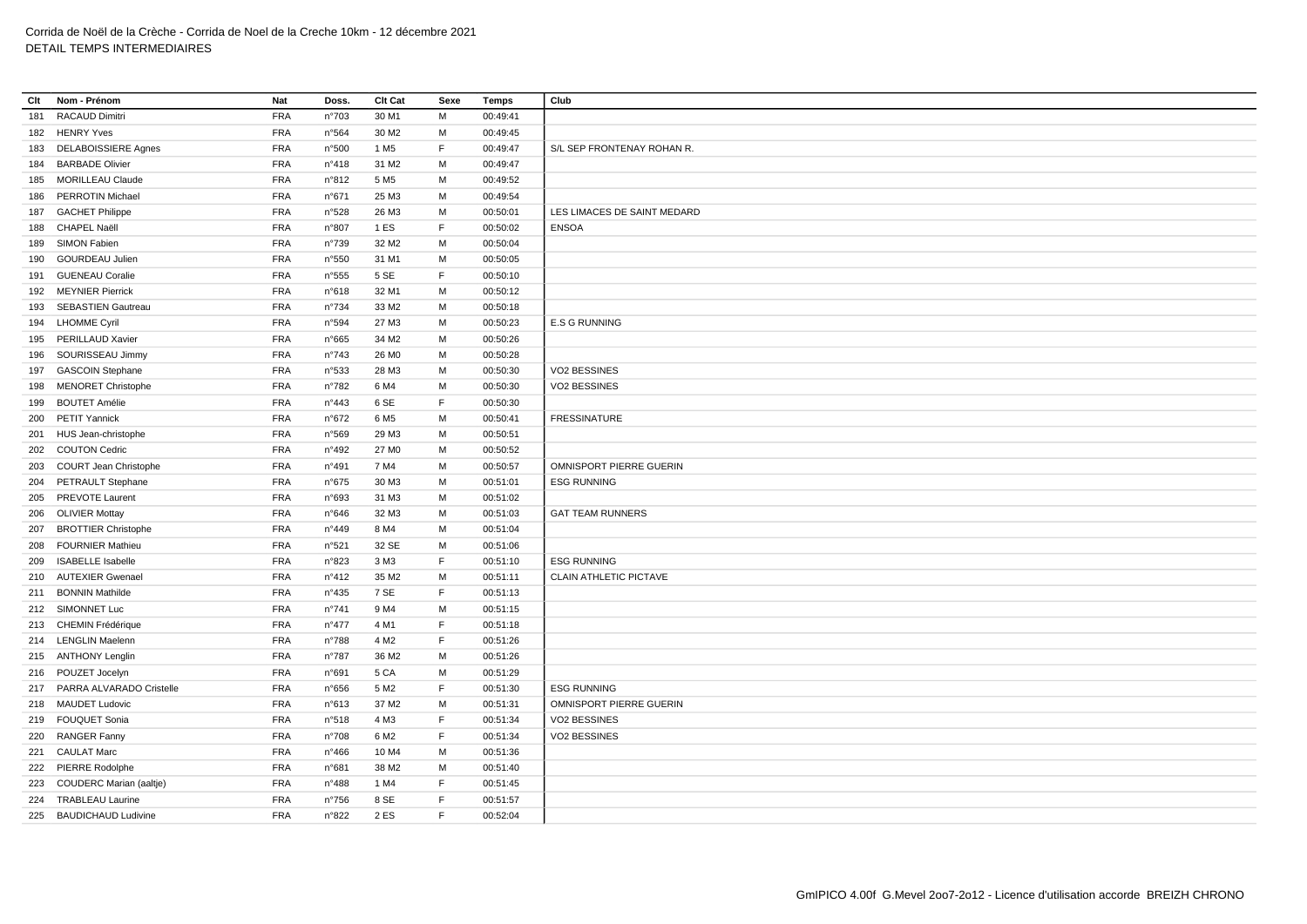Corrida de Noël de la Crèche - Corrida de Noel de la Creche 10km - 12 décembre 2021
DETAIL TEMPS INTERMEDIAIRES

| Clt | Nom - Prénom | Nat | Doss. | Clt Cat | Sexe | Temps | Club |
|---|---|---|---|---|---|---|---|
| 181 | RACAUD Dimitri | FRA | n°703 | 30 M1 | M | 00:49:41 | |
| 182 | HENRY Yves | FRA | n°564 | 30 M2 | M | 00:49:45 | |
| 183 | DELABOISSIERE Agnes | FRA | n°500 | 1 M5 | F | 00:49:47 | S/L SEP FRONTENAY ROHAN R. |
| 184 | BARBADE Olivier | FRA | n°418 | 31 M2 | M | 00:49:47 | |
| 185 | MORILLEAU Claude | FRA | n°812 | 5 M5 | M | 00:49:52 | |
| 186 | PERROTIN Michael | FRA | n°671 | 25 M3 | M | 00:49:54 | |
| 187 | GACHET Philippe | FRA | n°528 | 26 M3 | M | 00:50:01 | LES LIMACES DE SAINT MEDARD |
| 188 | CHAPEL Naëll | FRA | n°807 | 1 ES | F | 00:50:02 | ENSOA |
| 189 | SIMON Fabien | FRA | n°739 | 32 M2 | M | 00:50:04 | |
| 190 | GOURDEAU Julien | FRA | n°550 | 31 M1 | M | 00:50:05 | |
| 191 | GUENEAU Coralie | FRA | n°555 | 5 SE | F | 00:50:10 | |
| 192 | MEYNIER Pierrick | FRA | n°618 | 32 M1 | M | 00:50:12 | |
| 193 | SEBASTIEN Gautreau | FRA | n°734 | 33 M2 | M | 00:50:18 | |
| 194 | LHOMME Cyril | FRA | n°594 | 27 M3 | M | 00:50:23 | E.S G RUNNING |
| 195 | PERILLAUD Xavier | FRA | n°665 | 34 M2 | M | 00:50:26 | |
| 196 | SOURISSEAU Jimmy | FRA | n°743 | 26 M0 | M | 00:50:28 | |
| 197 | GASCOIN Stephane | FRA | n°533 | 28 M3 | M | 00:50:30 | VO2 BESSINES |
| 198 | MENORET Christophe | FRA | n°782 | 6 M4 | M | 00:50:30 | VO2 BESSINES |
| 199 | BOUTET Amélie | FRA | n°443 | 6 SE | F | 00:50:30 | |
| 200 | PETIT Yannick | FRA | n°672 | 6 M5 | M | 00:50:41 | FRESSINATURE |
| 201 | HUS Jean-christophe | FRA | n°569 | 29 M3 | M | 00:50:51 | |
| 202 | COUTON Cedric | FRA | n°492 | 27 M0 | M | 00:50:52 | |
| 203 | COURT Jean Christophe | FRA | n°491 | 7 M4 | M | 00:50:57 | OMNISPORT PIERRE GUERIN |
| 204 | PETRAULT Stephane | FRA | n°675 | 30 M3 | M | 00:51:01 | ESG RUNNING |
| 205 | PREVOTE Laurent | FRA | n°693 | 31 M3 | M | 00:51:02 | |
| 206 | OLIVIER Mottay | FRA | n°646 | 32 M3 | M | 00:51:03 | GAT TEAM RUNNERS |
| 207 | BROTTIER Christophe | FRA | n°449 | 8 M4 | M | 00:51:04 | |
| 208 | FOURNIER Mathieu | FRA | n°521 | 32 SE | M | 00:51:06 | |
| 209 | ISABELLE Isabelle | FRA | n°823 | 3 M3 | F | 00:51:10 | ESG RUNNING |
| 210 | AUTEXIER Gwenael | FRA | n°412 | 35 M2 | M | 00:51:11 | CLAIN ATHLETIC PICTAVE |
| 211 | BONNIN Mathilde | FRA | n°435 | 7 SE | F | 00:51:13 | |
| 212 | SIMONNET Luc | FRA | n°741 | 9 M4 | M | 00:51:15 | |
| 213 | CHEMIN Frédérique | FRA | n°477 | 4 M1 | F | 00:51:18 | |
| 214 | LENGLIN Maelenn | FRA | n°788 | 4 M2 | F | 00:51:26 | |
| 215 | ANTHONY Lenglin | FRA | n°787 | 36 M2 | M | 00:51:26 | |
| 216 | POUZET Jocelyn | FRA | n°691 | 5 CA | M | 00:51:29 | |
| 217 | PARRA ALVARADO Cristelle | FRA | n°656 | 5 M2 | F | 00:51:30 | ESG RUNNING |
| 218 | MAUDET Ludovic | FRA | n°613 | 37 M2 | M | 00:51:31 | OMNISPORT PIERRE GUERIN |
| 219 | FOUQUET Sonia | FRA | n°518 | 4 M3 | F | 00:51:34 | VO2 BESSINES |
| 220 | RANGER Fanny | FRA | n°708 | 6 M2 | F | 00:51:34 | VO2 BESSINES |
| 221 | CAULAT Marc | FRA | n°466 | 10 M4 | M | 00:51:36 | |
| 222 | PIERRE Rodolphe | FRA | n°681 | 38 M2 | M | 00:51:40 | |
| 223 | COUDERC Marian (aaltje) | FRA | n°488 | 1 M4 | F | 00:51:45 | |
| 224 | TRABLEAU Laurine | FRA | n°756 | 8 SE | F | 00:51:57 | |
| 225 | BAUDICHAUD Ludivine | FRA | n°822 | 2 ES | F | 00:52:04 | |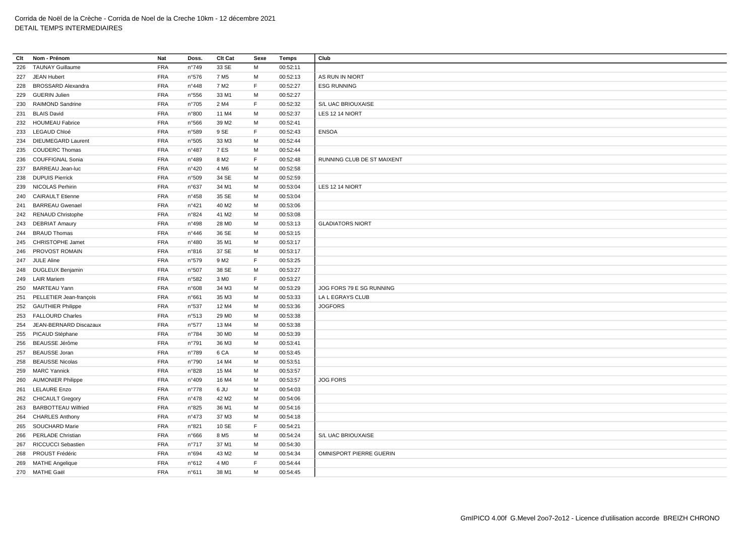Corrida de Noël de la Crèche - Corrida de Noel de la Creche 10km - 12 décembre 2021
DETAIL TEMPS INTERMEDIAIRES

| Clt | Nom - Prénom | Nat | Doss. | Clt Cat | Sexe | Temps | Club |
|---|---|---|---|---|---|---|---|
| 226 | TAUNAY Guillaume | FRA | n°749 | 33 SE | M | 00:52:11 | |
| 227 | JEAN Hubert | FRA | n°576 | 7 M5 | M | 00:52:13 | AS RUN IN NIORT |
| 228 | BROSSARD Alexandra | FRA | n°448 | 7 M2 | F | 00:52:27 | ESG RUNNING |
| 229 | GUERIN Julien | FRA | n°556 | 33 M1 | M | 00:52:27 | |
| 230 | RAIMOND Sandrine | FRA | n°705 | 2 M4 | F | 00:52:32 | S/L UAC BRIOUXAISE |
| 231 | BLAIS David | FRA | n°800 | 11 M4 | M | 00:52:37 | LES 12 14 NIORT |
| 232 | HOUMEAU Fabrice | FRA | n°566 | 39 M2 | M | 00:52:41 | |
| 233 | LEGAUD Chloé | FRA | n°589 | 9 SE | F | 00:52:43 | ENSOA |
| 234 | DIEUMEGARD Laurent | FRA | n°505 | 33 M3 | M | 00:52:44 | |
| 235 | COUDERC Thomas | FRA | n°487 | 7 ES | M | 00:52:44 | |
| 236 | COUFFIGNAL Sonia | FRA | n°489 | 8 M2 | F | 00:52:48 | RUNNING CLUB DE ST MAIXENT |
| 237 | BARREAU Jean-luc | FRA | n°420 | 4 M6 | M | 00:52:58 | |
| 238 | DUPUIS Pierrick | FRA | n°509 | 34 SE | M | 00:52:59 | |
| 239 | NICOLAS Perhirin | FRA | n°637 | 34 M1 | M | 00:53:04 | LES 12 14 NIORT |
| 240 | CAIRAULT Etienne | FRA | n°458 | 35 SE | M | 00:53:04 | |
| 241 | BARREAU Gwenael | FRA | n°421 | 40 M2 | M | 00:53:06 | |
| 242 | RENAUD Christophe | FRA | n°824 | 41 M2 | M | 00:53:08 | |
| 243 | DEBRIAT Amaury | FRA | n°498 | 28 M0 | M | 00:53:13 | GLADIATORS NIORT |
| 244 | BRAUD Thomas | FRA | n°446 | 36 SE | M | 00:53:15 | |
| 245 | CHRISTOPHE Jamet | FRA | n°480 | 35 M1 | M | 00:53:17 | |
| 246 | PROVOST ROMAIN | FRA | n°816 | 37 SE | M | 00:53:17 | |
| 247 | JULE Aline | FRA | n°579 | 9 M2 | F | 00:53:25 | |
| 248 | DUGLEUX Benjamin | FRA | n°507 | 38 SE | M | 00:53:27 | |
| 249 | LAIR Mariem | FRA | n°582 | 3 M0 | F | 00:53:27 | |
| 250 | MARTEAU Yann | FRA | n°608 | 34 M3 | M | 00:53:29 | JOG FORS 79 E SG RUNNING |
| 251 | PELLETIER Jean-françois | FRA | n°661 | 35 M3 | M | 00:53:33 | LA L EGRAYS CLUB |
| 252 | GAUTHIER Philippe | FRA | n°537 | 12 M4 | M | 00:53:36 | JOGFORS |
| 253 | FALLOURD Charles | FRA | n°513 | 29 M0 | M | 00:53:38 | |
| 254 | JEAN-BERNARD Discazaux | FRA | n°577 | 13 M4 | M | 00:53:38 | |
| 255 | PICAUD Stéphane | FRA | n°784 | 30 M0 | M | 00:53:39 | |
| 256 | BEAUSSE Jérôme | FRA | n°791 | 36 M3 | M | 00:53:41 | |
| 257 | BEAUSSE Joran | FRA | n°789 | 6 CA | M | 00:53:45 | |
| 258 | BEAUSSE Nicolas | FRA | n°790 | 14 M4 | M | 00:53:51 | |
| 259 | MARC Yannick | FRA | n°828 | 15 M4 | M | 00:53:57 | |
| 260 | AUMONIER Philippe | FRA | n°409 | 16 M4 | M | 00:53:57 | JOG FORS |
| 261 | LELAURE Enzo | FRA | n°778 | 6 JU | M | 00:54:03 | |
| 262 | CHICAULT Gregory | FRA | n°478 | 42 M2 | M | 00:54:06 | |
| 263 | BARBOTTEAU Wilfried | FRA | n°825 | 36 M1 | M | 00:54:16 | |
| 264 | CHARLES Anthony | FRA | n°473 | 37 M3 | M | 00:54:18 | |
| 265 | SOUCHARD Marie | FRA | n°821 | 10 SE | F | 00:54:21 | |
| 266 | PERLADE Christian | FRA | n°666 | 8 M5 | M | 00:54:24 | S/L UAC BRIOUXAISE |
| 267 | RICCUCCI Sebastien | FRA | n°717 | 37 M1 | M | 00:54:30 | |
| 268 | PROUST Frédéric | FRA | n°694 | 43 M2 | M | 00:54:34 | OMNISPORT PIERRE GUERIN |
| 269 | MATHE Angelique | FRA | n°612 | 4 M0 | F | 00:54:44 | |
| 270 | MATHE Gaël | FRA | n°611 | 38 M1 | M | 00:54:45 | |

GmIPICO 4.00f G.Mevel 2oo7-2o12 - Licence d'utilisation accorde BREIZH CHRONO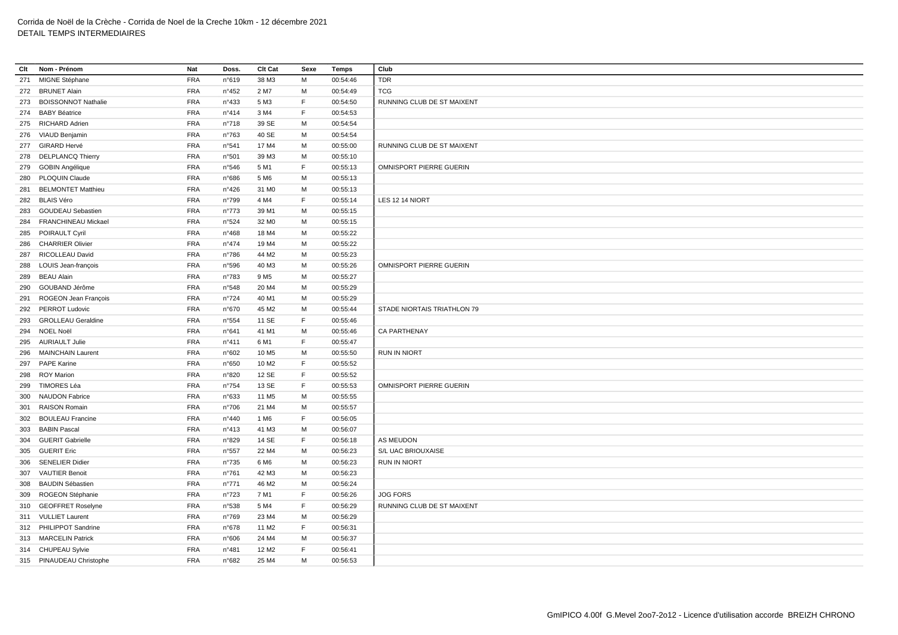Corrida de Noël de la Crèche - Corrida de Noel de la Creche 10km - 12 décembre 2021
DETAIL TEMPS INTERMEDIAIRES

| Clt | Nom - Prénom | Nat | Doss. | Clt Cat | Sexe | Temps | Club |
|---|---|---|---|---|---|---|---|
| 271 | MIGNE Stéphane | FRA | n°619 | 38 M3 | M | 00:54:46 | TDR |
| 272 | BRUNET Alain | FRA | n°452 | 2 M7 | M | 00:54:49 | TCG |
| 273 | BOISSONNOT Nathalie | FRA | n°433 | 5 M3 | F | 00:54:50 | RUNNING CLUB DE ST MAIXENT |
| 274 | BABY Béatrice | FRA | n°414 | 3 M4 | F | 00:54:53 | |
| 275 | RICHARD Adrien | FRA | n°718 | 39 SE | M | 00:54:54 | |
| 276 | VIAUD Benjamin | FRA | n°763 | 40 SE | M | 00:54:54 | |
| 277 | GIRARD Hervé | FRA | n°541 | 17 M4 | M | 00:55:00 | RUNNING CLUB DE ST MAIXENT |
| 278 | DELPLANCQ Thierry | FRA | n°501 | 39 M3 | M | 00:55:10 | |
| 279 | GOBIN Angélique | FRA | n°546 | 5 M1 | F | 00:55:13 | OMNISPORT PIERRE GUERIN |
| 280 | PLOQUIN Claude | FRA | n°686 | 5 M6 | M | 00:55:13 | |
| 281 | BELMONTET Matthieu | FRA | n°426 | 31 M0 | M | 00:55:13 | |
| 282 | BLAIS Véro | FRA | n°799 | 4 M4 | F | 00:55:14 | LES 12 14 NIORT |
| 283 | GOUDEAU Sebastien | FRA | n°773 | 39 M1 | M | 00:55:15 | |
| 284 | FRANCHINEAU Mickael | FRA | n°524 | 32 M0 | M | 00:55:15 | |
| 285 | POIRAULT Cyril | FRA | n°468 | 18 M4 | M | 00:55:22 | |
| 286 | CHARRIER Olivier | FRA | n°474 | 19 M4 | M | 00:55:22 | |
| 287 | RICOLLEAU David | FRA | n°786 | 44 M2 | M | 00:55:23 | |
| 288 | LOUIS Jean-françois | FRA | n°596 | 40 M3 | M | 00:55:26 | OMNISPORT PIERRE GUERIN |
| 289 | BEAU Alain | FRA | n°783 | 9 M5 | M | 00:55:27 | |
| 290 | GOUBAND Jérôme | FRA | n°548 | 20 M4 | M | 00:55:29 | |
| 291 | ROGEON Jean François | FRA | n°724 | 40 M1 | M | 00:55:29 | |
| 292 | PERROT Ludovic | FRA | n°670 | 45 M2 | M | 00:55:44 | STADE NIORTAIS TRIATHLON 79 |
| 293 | GROLLEAU Geraldine | FRA | n°554 | 11 SE | F | 00:55:46 | |
| 294 | NOEL Noël | FRA | n°641 | 41 M1 | M | 00:55:46 | CA PARTHENAY |
| 295 | AURIAULT Julie | FRA | n°411 | 6 M1 | F | 00:55:47 | |
| 296 | MAINCHAIN Laurent | FRA | n°602 | 10 M5 | M | 00:55:50 | RUN IN NIORT |
| 297 | PAPE Karine | FRA | n°650 | 10 M2 | F | 00:55:52 | |
| 298 | ROY Marion | FRA | n°820 | 12 SE | F | 00:55:52 | |
| 299 | TIMORES Léa | FRA | n°754 | 13 SE | F | 00:55:53 | OMNISPORT PIERRE GUERIN |
| 300 | NAUDON Fabrice | FRA | n°633 | 11 M5 | M | 00:55:55 | |
| 301 | RAISON Romain | FRA | n°706 | 21 M4 | M | 00:55:57 | |
| 302 | BOULEAU Francine | FRA | n°440 | 1 M6 | F | 00:56:05 | |
| 303 | BABIN Pascal | FRA | n°413 | 41 M3 | M | 00:56:07 | |
| 304 | GUERIT Gabrielle | FRA | n°829 | 14 SE | F | 00:56:18 | AS MEUDON |
| 305 | GUERIT Eric | FRA | n°557 | 22 M4 | M | 00:56:23 | S/L UAC BRIOUXAISE |
| 306 | SENELIER Didier | FRA | n°735 | 6 M6 | M | 00:56:23 | RUN IN NIORT |
| 307 | VAUTIER Benoit | FRA | n°761 | 42 M3 | M | 00:56:23 | |
| 308 | BAUDIN Sébastien | FRA | n°771 | 46 M2 | M | 00:56:24 | |
| 309 | ROGEON Stéphanie | FRA | n°723 | 7 M1 | F | 00:56:26 | JOG FORS |
| 310 | GEOFFRET Roselyne | FRA | n°538 | 5 M4 | F | 00:56:29 | RUNNING CLUB DE ST MAIXENT |
| 311 | VULLIET Laurent | FRA | n°769 | 23 M4 | M | 00:56:29 | |
| 312 | PHILIPPOT Sandrine | FRA | n°678 | 11 M2 | F | 00:56:31 | |
| 313 | MARCELIN Patrick | FRA | n°606 | 24 M4 | M | 00:56:37 | |
| 314 | CHUPEAU Sylvie | FRA | n°481 | 12 M2 | F | 00:56:41 | |
| 315 | PINAUDEAU Christophe | FRA | n°682 | 25 M4 | M | 00:56:53 | |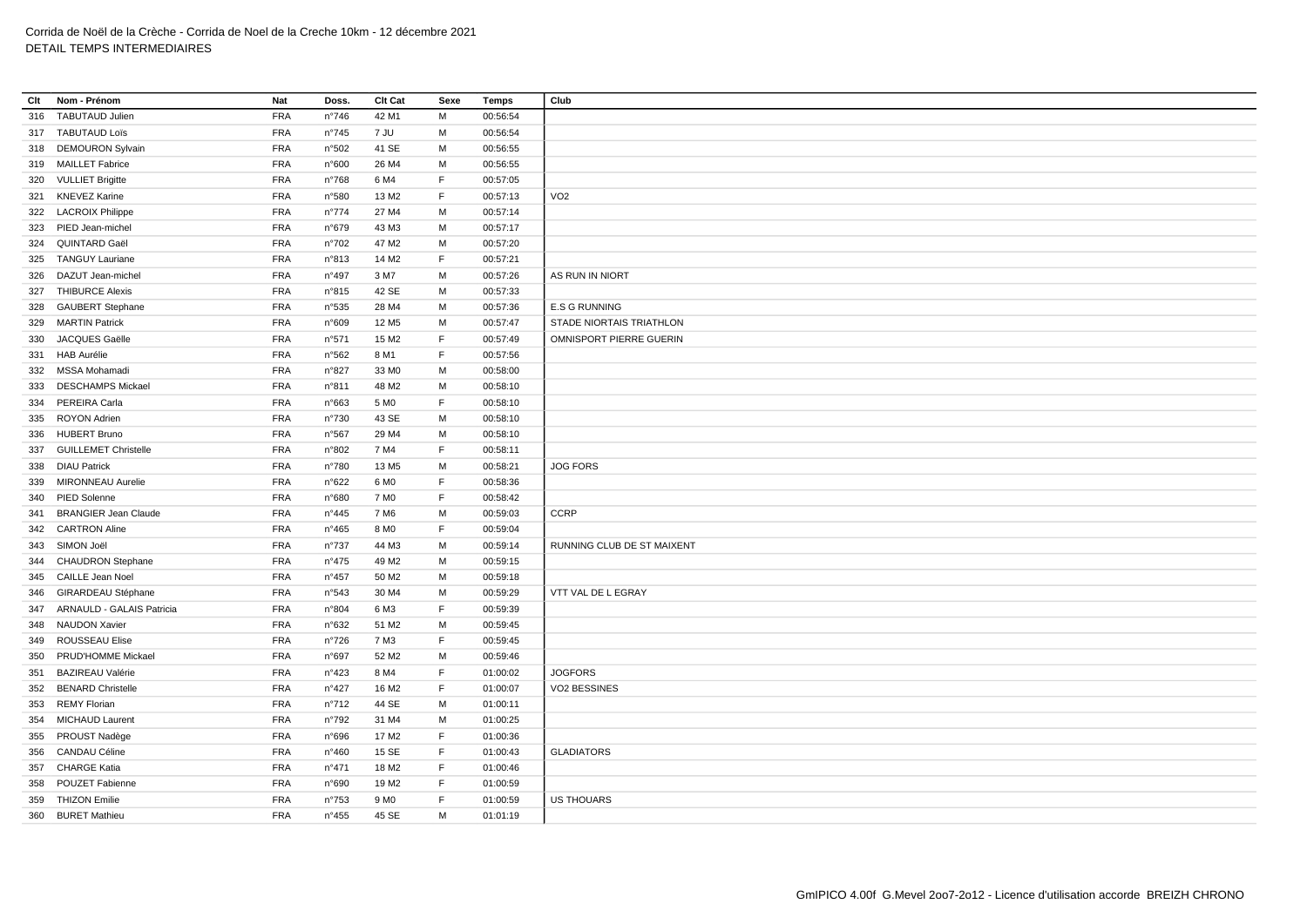Corrida de Noël de la Crèche - Corrida de Noel de la Creche 10km - 12 décembre 2021
DETAIL TEMPS INTERMEDIAIRES

| Clt | Nom - Prénom | Nat | Doss. | Clt Cat | Sexe | Temps | Club |
|---|---|---|---|---|---|---|---|
| 316 | TABUTAUD Julien | FRA | n°746 | 42 M1 | M | 00:56:54 | |
| 317 | TABUTAUD Loïs | FRA | n°745 | 7 JU | M | 00:56:54 | |
| 318 | DEMOURON Sylvain | FRA | n°502 | 41 SE | M | 00:56:55 | |
| 319 | MAILLET Fabrice | FRA | n°600 | 26 M4 | M | 00:56:55 | |
| 320 | VULLIET Brigitte | FRA | n°768 | 6 M4 | F | 00:57:05 | |
| 321 | KNEVEZ Karine | FRA | n°580 | 13 M2 | F | 00:57:13 | VO2 |
| 322 | LACROIX Philippe | FRA | n°774 | 27 M4 | M | 00:57:14 | |
| 323 | PIED Jean-michel | FRA | n°679 | 43 M3 | M | 00:57:17 | |
| 324 | QUINTARD Gaël | FRA | n°702 | 47 M2 | M | 00:57:20 | |
| 325 | TANGUY Lauriane | FRA | n°813 | 14 M2 | F | 00:57:21 | |
| 326 | DAZUT Jean-michel | FRA | n°497 | 3 M7 | M | 00:57:26 | AS RUN IN NIORT |
| 327 | THIBURCE Alexis | FRA | n°815 | 42 SE | M | 00:57:33 | |
| 328 | GAUBERT Stephane | FRA | n°535 | 28 M4 | M | 00:57:36 | E.S G RUNNING |
| 329 | MARTIN Patrick | FRA | n°609 | 12 M5 | M | 00:57:47 | STADE NIORTAIS TRIATHLON |
| 330 | JACQUES Gaëlle | FRA | n°571 | 15 M2 | F | 00:57:49 | OMNISPORT PIERRE GUERIN |
| 331 | HAB Aurélie | FRA | n°562 | 8 M1 | F | 00:57:56 | |
| 332 | MSSA Mohamadi | FRA | n°827 | 33 M0 | M | 00:58:00 | |
| 333 | DESCHAMPS Mickael | FRA | n°811 | 48 M2 | M | 00:58:10 | |
| 334 | PEREIRA Carla | FRA | n°663 | 5 M0 | F | 00:58:10 | |
| 335 | ROYON Adrien | FRA | n°730 | 43 SE | M | 00:58:10 | |
| 336 | HUBERT Bruno | FRA | n°567 | 29 M4 | M | 00:58:10 | |
| 337 | GUILLEMET Christelle | FRA | n°802 | 7 M4 | F | 00:58:11 | |
| 338 | DIAU Patrick | FRA | n°780 | 13 M5 | M | 00:58:21 | JOG FORS |
| 339 | MIRONNEAU Aurelie | FRA | n°622 | 6 M0 | F | 00:58:36 | |
| 340 | PIED Solenne | FRA | n°680 | 7 M0 | F | 00:58:42 | |
| 341 | BRANGIER Jean Claude | FRA | n°445 | 7 M6 | M | 00:59:03 | CCRP |
| 342 | CARTRON Aline | FRA | n°465 | 8 M0 | F | 00:59:04 | |
| 343 | SIMON Joël | FRA | n°737 | 44 M3 | M | 00:59:14 | RUNNING CLUB DE ST MAIXENT |
| 344 | CHAUDRON Stephane | FRA | n°475 | 49 M2 | M | 00:59:15 | |
| 345 | CAILLE Jean Noel | FRA | n°457 | 50 M2 | M | 00:59:18 | |
| 346 | GIRARDEAU Stéphane | FRA | n°543 | 30 M4 | M | 00:59:29 | VTT VAL DE L EGRAY |
| 347 | ARNAULD - GALAIS Patricia | FRA | n°804 | 6 M3 | F | 00:59:39 | |
| 348 | NAUDON Xavier | FRA | n°632 | 51 M2 | M | 00:59:45 | |
| 349 | ROUSSEAU Elise | FRA | n°726 | 7 M3 | F | 00:59:45 | |
| 350 | PRUD'HOMME Mickael | FRA | n°697 | 52 M2 | M | 00:59:46 | |
| 351 | BAZIREAU Valérie | FRA | n°423 | 8 M4 | F | 01:00:02 | JOGFORS |
| 352 | BENARD Christelle | FRA | n°427 | 16 M2 | F | 01:00:07 | VO2 BESSINES |
| 353 | REMY Florian | FRA | n°712 | 44 SE | M | 01:00:11 | |
| 354 | MICHAUD Laurent | FRA | n°792 | 31 M4 | M | 01:00:25 | |
| 355 | PROUST Nadège | FRA | n°696 | 17 M2 | F | 01:00:36 | |
| 356 | CANDAU Céline | FRA | n°460 | 15 SE | F | 01:00:43 | GLADIATORS |
| 357 | CHARGE Katia | FRA | n°471 | 18 M2 | F | 01:00:46 | |
| 358 | POUZET Fabienne | FRA | n°690 | 19 M2 | F | 01:00:59 | |
| 359 | THIZON Emilie | FRA | n°753 | 9 M0 | F | 01:00:59 | US THOUARS |
| 360 | BURET Mathieu | FRA | n°455 | 45 SE | M | 01:01:19 | |

GmIPICO 4.00f G.Mevel 2oo7-2o12 - Licence d'utilisation accorde BREIZH CHRONO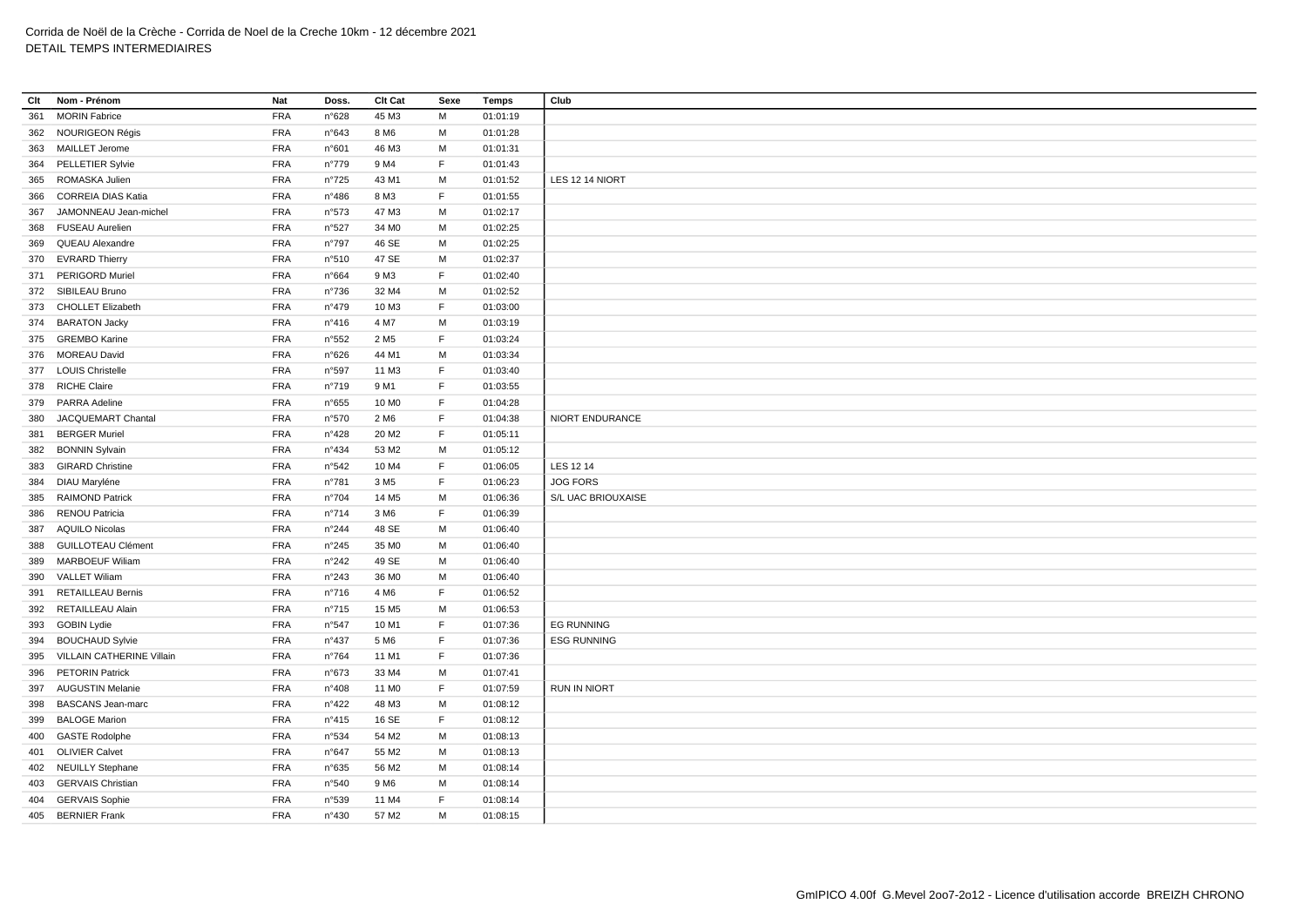Corrida de Noël de la Crèche - Corrida de Noel de la Creche 10km - 12 décembre 2021
DETAIL TEMPS INTERMEDIAIRES

| Clt | Nom - Prénom | Nat | Doss. | Clt Cat | Sexe | Temps | Club |
|---|---|---|---|---|---|---|---|
| 361 | MORIN Fabrice | FRA | n°628 | 45 M3 | M | 01:01:19 | |
| 362 | NOURIGEON Régis | FRA | n°643 | 8 M6 | M | 01:01:28 | |
| 363 | MAILLET Jerome | FRA | n°601 | 46 M3 | M | 01:01:31 | |
| 364 | PELLETIER Sylvie | FRA | n°779 | 9 M4 | F | 01:01:43 | |
| 365 | ROMASKA Julien | FRA | n°725 | 43 M1 | M | 01:01:52 | LES 12 14 NIORT |
| 366 | CORREIA DIAS Katia | FRA | n°486 | 8 M3 | F | 01:01:55 | |
| 367 | JAMONNEAU Jean-michel | FRA | n°573 | 47 M3 | M | 01:02:17 | |
| 368 | FUSEAU Aurelien | FRA | n°527 | 34 M0 | M | 01:02:25 | |
| 369 | QUEAU Alexandre | FRA | n°797 | 46 SE | M | 01:02:25 | |
| 370 | EVRARD Thierry | FRA | n°510 | 47 SE | M | 01:02:37 | |
| 371 | PERIGORD Muriel | FRA | n°664 | 9 M3 | F | 01:02:40 | |
| 372 | SIBILEAU Bruno | FRA | n°736 | 32 M4 | M | 01:02:52 | |
| 373 | CHOLLET Elizabeth | FRA | n°479 | 10 M3 | F | 01:03:00 | |
| 374 | BARATON Jacky | FRA | n°416 | 4 M7 | M | 01:03:19 | |
| 375 | GREMBO Karine | FRA | n°552 | 2 M5 | F | 01:03:24 | |
| 376 | MOREAU David | FRA | n°626 | 44 M1 | M | 01:03:34 | |
| 377 | LOUIS Christelle | FRA | n°597 | 11 M3 | F | 01:03:40 | |
| 378 | RICHE Claire | FRA | n°719 | 9 M1 | F | 01:03:55 | |
| 379 | PARRA Adeline | FRA | n°655 | 10 M0 | F | 01:04:28 | |
| 380 | JACQUEMART Chantal | FRA | n°570 | 2 M6 | F | 01:04:38 | NIORT ENDURANCE |
| 381 | BERGER Muriel | FRA | n°428 | 20 M2 | F | 01:05:11 | |
| 382 | BONNIN Sylvain | FRA | n°434 | 53 M2 | M | 01:05:12 | |
| 383 | GIRARD Christine | FRA | n°542 | 10 M4 | F | 01:06:05 | LES 12 14 |
| 384 | DIAU Maryléne | FRA | n°781 | 3 M5 | F | 01:06:23 | JOG FORS |
| 385 | RAIMOND Patrick | FRA | n°704 | 14 M5 | M | 01:06:36 | S/L UAC BRIOUXAISE |
| 386 | RENOU Patricia | FRA | n°714 | 3 M6 | F | 01:06:39 | |
| 387 | AQUILO Nicolas | FRA | n°244 | 48 SE | M | 01:06:40 | |
| 388 | GUILLOTEAU Clément | FRA | n°245 | 35 M0 | M | 01:06:40 | |
| 389 | MARBOEUF Wiliam | FRA | n°242 | 49 SE | M | 01:06:40 | |
| 390 | VALLET Wiliam | FRA | n°243 | 36 M0 | M | 01:06:40 | |
| 391 | RETAILLEAU Bernis | FRA | n°716 | 4 M6 | F | 01:06:52 | |
| 392 | RETAILLEAU Alain | FRA | n°715 | 15 M5 | M | 01:06:53 | |
| 393 | GOBIN Lydie | FRA | n°547 | 10 M1 | F | 01:07:36 | EG RUNNING |
| 394 | BOUCHAUD Sylvie | FRA | n°437 | 5 M6 | F | 01:07:36 | ESG RUNNING |
| 395 | VILLAIN CATHERINE Villain | FRA | n°764 | 11 M1 | F | 01:07:36 | |
| 396 | PETORIN Patrick | FRA | n°673 | 33 M4 | M | 01:07:41 | |
| 397 | AUGUSTIN Melanie | FRA | n°408 | 11 M0 | F | 01:07:59 | RUN IN NIORT |
| 398 | BASCANS Jean-marc | FRA | n°422 | 48 M3 | M | 01:08:12 | |
| 399 | BALOGE Marion | FRA | n°415 | 16 SE | F | 01:08:12 | |
| 400 | GASTE Rodolphe | FRA | n°534 | 54 M2 | M | 01:08:13 | |
| 401 | OLIVIER Calvet | FRA | n°647 | 55 M2 | M | 01:08:13 | |
| 402 | NEUILLY Stephane | FRA | n°635 | 56 M2 | M | 01:08:14 | |
| 403 | GERVAIS Christian | FRA | n°540 | 9 M6 | M | 01:08:14 | |
| 404 | GERVAIS Sophie | FRA | n°539 | 11 M4 | F | 01:08:14 | |
| 405 | BERNIER Frank | FRA | n°430 | 57 M2 | M | 01:08:15 | |

GmIPICO 4.00f G.Mevel 2oo7-2o12 - Licence d'utilisation accorde BREIZH CHRONO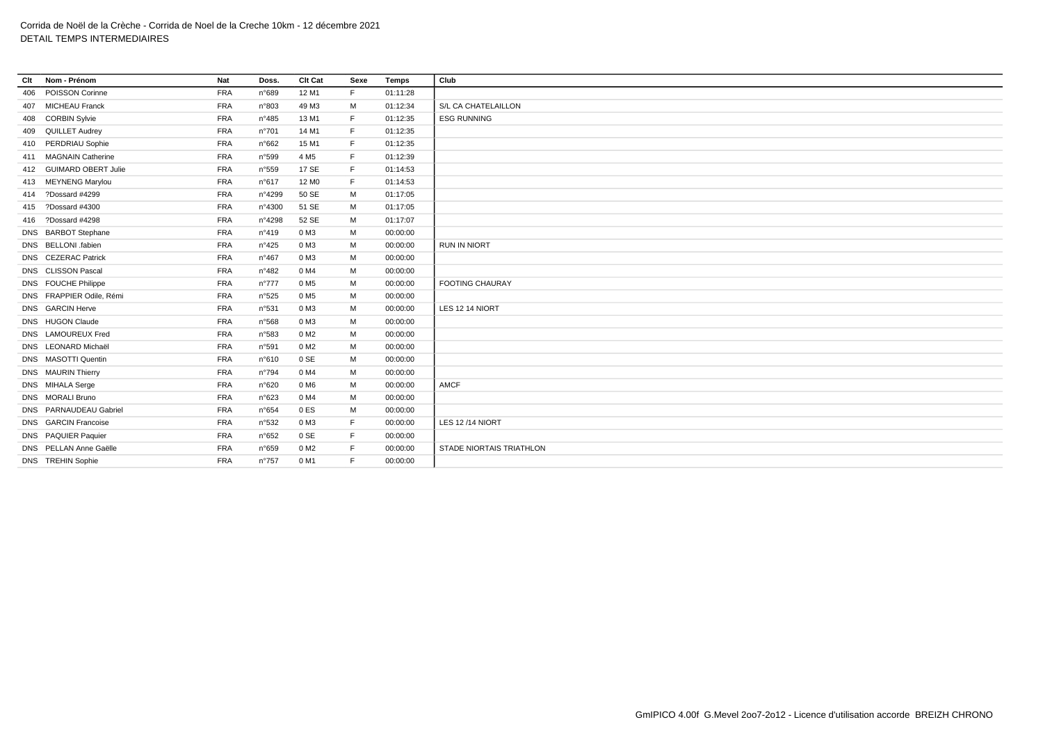Corrida de Noël de la Crèche - Corrida de Noel de la Creche 10km - 12 décembre 2021
DETAIL TEMPS INTERMEDIAIRES

| Clt | Nom - Prénom | Nat | Doss. | Clt Cat | Sexe | Temps | Club |
|---|---|---|---|---|---|---|---|
| 406 | POISSON Corinne | FRA | n°689 | 12 M1 | F | 01:11:28 | |
| 407 | MICHEAU Franck | FRA | n°803 | 49 M3 | M | 01:12:34 | S/L CA CHATELAILLON |
| 408 | CORBIN Sylvie | FRA | n°485 | 13 M1 | F | 01:12:35 | ESG RUNNING |
| 409 | QUILLET Audrey | FRA | n°701 | 14 M1 | F | 01:12:35 | |
| 410 | PERDRIAU Sophie | FRA | n°662 | 15 M1 | F | 01:12:35 | |
| 411 | MAGNAIN Catherine | FRA | n°599 | 4 M5 | F | 01:12:39 | |
| 412 | GUIMARD OBERT Julie | FRA | n°559 | 17 SE | F | 01:14:53 | |
| 413 | MEYNENG Marylou | FRA | n°617 | 12 M0 | F | 01:14:53 | |
| 414 | ?Dossard #4299 | FRA | n°4299 | 50 SE | M | 01:17:05 | |
| 415 | ?Dossard #4300 | FRA | n°4300 | 51 SE | M | 01:17:05 | |
| 416 | ?Dossard #4298 | FRA | n°4298 | 52 SE | M | 01:17:07 | |
| DNS | BARBOT Stephane | FRA | n°419 | 0 M3 | M | 00:00:00 | |
| DNS | BELLONI .fabien | FRA | n°425 | 0 M3 | M | 00:00:00 | RUN IN NIORT |
| DNS | CEZERAC Patrick | FRA | n°467 | 0 M3 | M | 00:00:00 | |
| DNS | CLISSON Pascal | FRA | n°482 | 0 M4 | M | 00:00:00 | |
| DNS | FOUCHE Philippe | FRA | n°777 | 0 M5 | M | 00:00:00 | FOOTING CHAURAY |
| DNS | FRAPPIER Odile, Rémi | FRA | n°525 | 0 M5 | M | 00:00:00 | |
| DNS | GARCIN Herve | FRA | n°531 | 0 M3 | M | 00:00:00 | LES 12 14 NIORT |
| DNS | HUGON Claude | FRA | n°568 | 0 M3 | M | 00:00:00 | |
| DNS | LAMOUREUX Fred | FRA | n°583 | 0 M2 | M | 00:00:00 | |
| DNS | LEONARD Michaël | FRA | n°591 | 0 M2 | M | 00:00:00 | |
| DNS | MASOTTI Quentin | FRA | n°610 | 0 SE | M | 00:00:00 | |
| DNS | MAURIN Thierry | FRA | n°794 | 0 M4 | M | 00:00:00 | |
| DNS | MIHALA Serge | FRA | n°620 | 0 M6 | M | 00:00:00 | AMCF |
| DNS | MORALI Bruno | FRA | n°623 | 0 M4 | M | 00:00:00 | |
| DNS | PARNAUDEAU Gabriel | FRA | n°654 | 0 ES | M | 00:00:00 | |
| DNS | GARCIN Francoise | FRA | n°532 | 0 M3 | F | 00:00:00 | LES 12 /14 NIORT |
| DNS | PAQUIER Paquier | FRA | n°652 | 0 SE | F | 00:00:00 | |
| DNS | PELLAN Anne Gaëlle | FRA | n°659 | 0 M2 | F | 00:00:00 | STADE NIORTAIS TRIATHLON |
| DNS | TREHIN Sophie | FRA | n°757 | 0 M1 | F | 00:00:00 | |